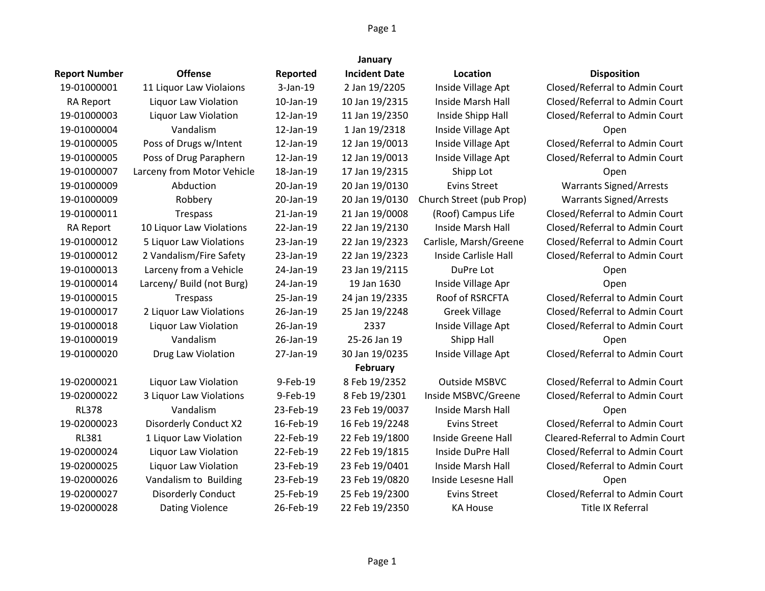| Report Number | Offense | Reported | Incident Date | Location | Disposition |
|---|---|---|---|---|---|
| | | | **January** | | |
| 19-01000001 | 11 Liquor Law Violaions | 3-Jan-19 | 2 Jan 19/2205 | Inside Village Apt | Closed/Referral to Admin Court |
| RA Report | Liquor Law Violation | 10-Jan-19 | 10 Jan 19/2315 | Inside Marsh Hall | Closed/Referral to Admin Court |
| 19-01000003 | Liquor Law Violation | 12-Jan-19 | 11 Jan 19/2350 | Inside Shipp Hall | Closed/Referral to Admin Court |
| 19-01000004 | Vandalism | 12-Jan-19 | 1 Jan 19/2318 | Inside Village Apt | Open |
| 19-01000005 | Poss of Drugs w/Intent | 12-Jan-19 | 12 Jan 19/0013 | Inside Village Apt | Closed/Referral to Admin Court |
| 19-01000005 | Poss of Drug Paraphern | 12-Jan-19 | 12 Jan 19/0013 | Inside Village Apt | Closed/Referral to Admin Court |
| 19-01000007 | Larceny from Motor Vehicle | 18-Jan-19 | 17 Jan 19/2315 | Shipp Lot | Open |
| 19-01000009 | Abduction | 20-Jan-19 | 20 Jan 19/0130 | Evins Street | Warrants Signed/Arrests |
| 19-01000009 | Robbery | 20-Jan-19 | 20 Jan 19/0130 | Church Street (pub Prop) | Warrants Signed/Arrests |
| 19-01000011 | Trespass | 21-Jan-19 | 21 Jan 19/0008 | (Roof) Campus Life | Closed/Referral to Admin Court |
| RA Report | 10 Liquor Law Violations | 22-Jan-19 | 22 Jan 19/2130 | Inside Marsh Hall | Closed/Referral to Admin Court |
| 19-01000012 | 5 Liquor Law Violations | 23-Jan-19 | 22 Jan 19/2323 | Carlisle, Marsh/Greene | Closed/Referral to Admin Court |
| 19-01000012 | 2 Vandalism/Fire Safety | 23-Jan-19 | 22 Jan 19/2323 | Inside Carlisle Hall | Closed/Referral to Admin Court |
| 19-01000013 | Larceny from a Vehicle | 24-Jan-19 | 23 Jan 19/2115 | DuPre Lot | Open |
| 19-01000014 | Larceny/ Build (not Burg) | 24-Jan-19 | 19 Jan 1630 | Inside Village Apr | Open |
| 19-01000015 | Trespass | 25-Jan-19 | 24 jan 19/2335 | Roof of RSRCFTA | Closed/Referral to Admin Court |
| 19-01000017 | 2 Liquor Law Violations | 26-Jan-19 | 25 Jan 19/2248 | Greek Village | Closed/Referral to Admin Court |
| 19-01000018 | Liquor Law Violation | 26-Jan-19 | 2337 | Inside Village Apt | Closed/Referral to Admin Court |
| 19-01000019 | Vandalism | 26-Jan-19 | 25-26 Jan 19 | Shipp Hall | Open |
| 19-01000020 | Drug Law Violation | 27-Jan-19 | 30 Jan 19/0235 | Inside Village Apt | Closed/Referral to Admin Court |
| | | | **February** | | |
| 19-02000021 | Liquor Law Violation | 9-Feb-19 | 8 Feb 19/2352 | Outside MSBVC | Closed/Referral to Admin Court |
| 19-02000022 | 3 Liquor Law Violations | 9-Feb-19 | 8 Feb 19/2301 | Inside MSBVC/Greene | Closed/Referral to Admin Court |
| RL378 | Vandalism | 23-Feb-19 | 23 Feb 19/0037 | Inside Marsh Hall | Open |
| 19-02000023 | Disorderly Conduct X2 | 16-Feb-19 | 16 Feb 19/2248 | Evins Street | Closed/Referral to Admin Court |
| RL381 | 1 Liquor Law Violation | 22-Feb-19 | 22 Feb 19/1800 | Inside Greene Hall | Cleared-Referral to Admin Court |
| 19-02000024 | Liquor Law Violation | 22-Feb-19 | 22 Feb 19/1815 | Inside DuPre Hall | Closed/Referral to Admin Court |
| 19-02000025 | Liquor Law Violation | 23-Feb-19 | 23 Feb 19/0401 | Inside Marsh Hall | Closed/Referral to Admin Court |
| 19-02000026 | Vandalism to Building | 23-Feb-19 | 23 Feb 19/0820 | Inside Lesesne Hall | Open |
| 19-02000027 | Disorderly Conduct | 25-Feb-19 | 25 Feb 19/2300 | Evins Street | Closed/Referral to Admin Court |
| 19-02000028 | Dating Violence | 26-Feb-19 | 22 Feb 19/2350 | KA House | Title IX Referral |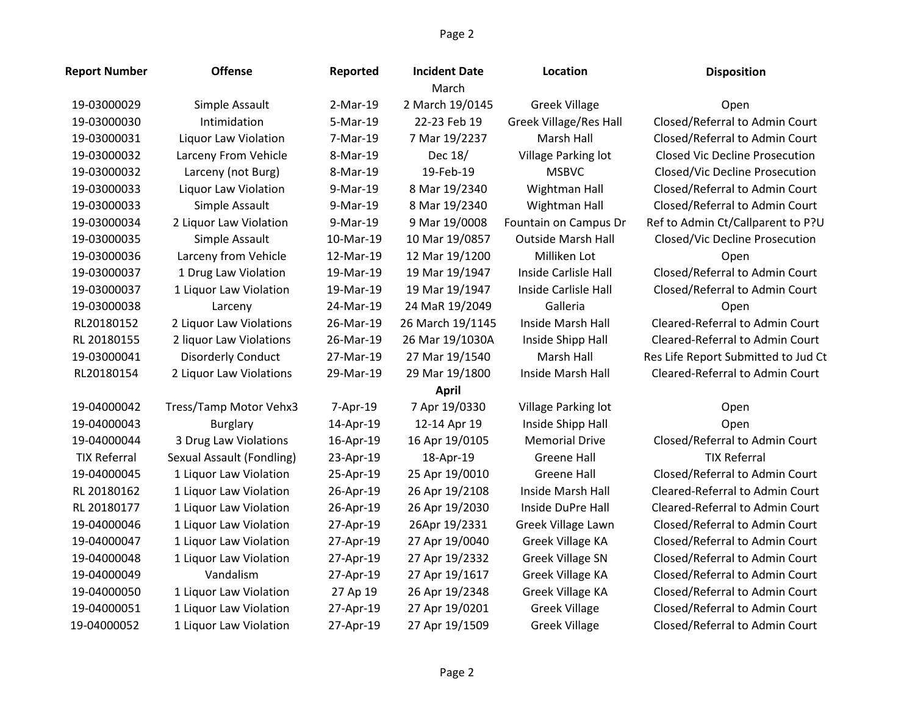| Report Number | Offense | Reported | Incident Date | Location | Disposition |
|---|---|---|---|---|---|
| | | | March | | |
| 19-03000029 | Simple Assault | 2-Mar-19 | 2 March 19/0145 | Greek Village | Open |
| 19-03000030 | Intimidation | 5-Mar-19 | 22-23 Feb 19 | Greek Village/Res Hall | Closed/Referral to Admin Court |
| 19-03000031 | Liquor Law Violation | 7-Mar-19 | 7 Mar 19/2237 | Marsh Hall | Closed/Referral to Admin Court |
| 19-03000032 | Larceny From Vehicle | 8-Mar-19 | Dec 18/ | Village Parking lot | Closed Vic Decline Prosecution |
| 19-03000032 | Larceny (not Burg) | 8-Mar-19 | 19-Feb-19 | MSBVC | Closed/Vic Decline Prosecution |
| 19-03000033 | Liquor Law Violation | 9-Mar-19 | 8 Mar 19/2340 | Wightman Hall | Closed/Referral to Admin Court |
| 19-03000033 | Simple Assault | 9-Mar-19 | 8 Mar 19/2340 | Wightman Hall | Closed/Referral to Admin Court |
| 19-03000034 | 2 Liquor Law Violation | 9-Mar-19 | 9 Mar 19/0008 | Fountain on Campus Dr | Ref to Admin Ct/Callparent to P?U |
| 19-03000035 | Simple Assault | 10-Mar-19 | 10 Mar 19/0857 | Outside Marsh Hall | Closed/Vic Decline Prosecution |
| 19-03000036 | Larceny from Vehicle | 12-Mar-19 | 12 Mar 19/1200 | Milliken Lot | Open |
| 19-03000037 | 1 Drug Law Violation | 19-Mar-19 | 19 Mar 19/1947 | Inside Carlisle Hall | Closed/Referral to Admin Court |
| 19-03000037 | 1 Liquor Law Violation | 19-Mar-19 | 19 Mar 19/1947 | Inside Carlisle Hall | Closed/Referral to Admin Court |
| 19-03000038 | Larceny | 24-Mar-19 | 24 MaR 19/2049 | Galleria | Open |
| RL20180152 | 2 Liquor Law Violations | 26-Mar-19 | 26 March 19/1145 | Inside Marsh Hall | Cleared-Referral to Admin Court |
| RL 20180155 | 2 liquor Law Violations | 26-Mar-19 | 26 Mar 19/1030A | Inside Shipp Hall | Cleared-Referral to Admin Court |
| 19-03000041 | Disorderly Conduct | 27-Mar-19 | 27 Mar 19/1540 | Marsh Hall | Res Life Report Submitted to Jud Ct |
| RL20180154 | 2 Liquor Law Violations | 29-Mar-19 | 29 Mar 19/1800 | Inside Marsh Hall | Cleared-Referral to Admin Court |
| | | | **April** | | |
| 19-04000042 | Tress/Tamp Motor Vehx3 | 7-Apr-19 | 7 Apr 19/0330 | Village Parking lot | Open |
| 19-04000043 | Burglary | 14-Apr-19 | 12-14 Apr 19 | Inside Shipp Hall | Open |
| 19-04000044 | 3 Drug Law Violations | 16-Apr-19 | 16 Apr 19/0105 | Memorial Drive | Closed/Referral to Admin Court |
| TIX Referral | Sexual Assault (Fondling) | 23-Apr-19 | 18-Apr-19 | Greene Hall | TIX Referral |
| 19-04000045 | 1 Liquor Law Violation | 25-Apr-19 | 25 Apr 19/0010 | Greene Hall | Closed/Referral to Admin Court |
| RL 20180162 | 1 Liquor Law Violation | 26-Apr-19 | 26 Apr 19/2108 | Inside Marsh Hall | Cleared-Referral to Admin Court |
| RL 20180177 | 1 Liquor Law Violation | 26-Apr-19 | 26 Apr 19/2030 | Inside DuPre Hall | Cleared-Referral to Admin Court |
| 19-04000046 | 1 Liquor Law Violation | 27-Apr-19 | 26Apr 19/2331 | Greek Village Lawn | Closed/Referral to Admin Court |
| 19-04000047 | 1 Liquor Law Violation | 27-Apr-19 | 27 Apr 19/0040 | Greek Village KA | Closed/Referral to Admin Court |
| 19-04000048 | 1 Liquor Law Violation | 27-Apr-19 | 27 Apr 19/2332 | Greek Village SN | Closed/Referral to Admin Court |
| 19-04000049 | Vandalism | 27-Apr-19 | 27 Apr 19/1617 | Greek Village KA | Closed/Referral to Admin Court |
| 19-04000050 | 1 Liquor Law Violation | 27 Ap 19 | 26 Apr 19/2348 | Greek Village KA | Closed/Referral to Admin Court |
| 19-04000051 | 1 Liquor Law Violation | 27-Apr-19 | 27 Apr 19/0201 | Greek Village | Closed/Referral to Admin Court |
| 19-04000052 | 1 Liquor Law Violation | 27-Apr-19 | 27 Apr 19/1509 | Greek Village | Closed/Referral to Admin Court |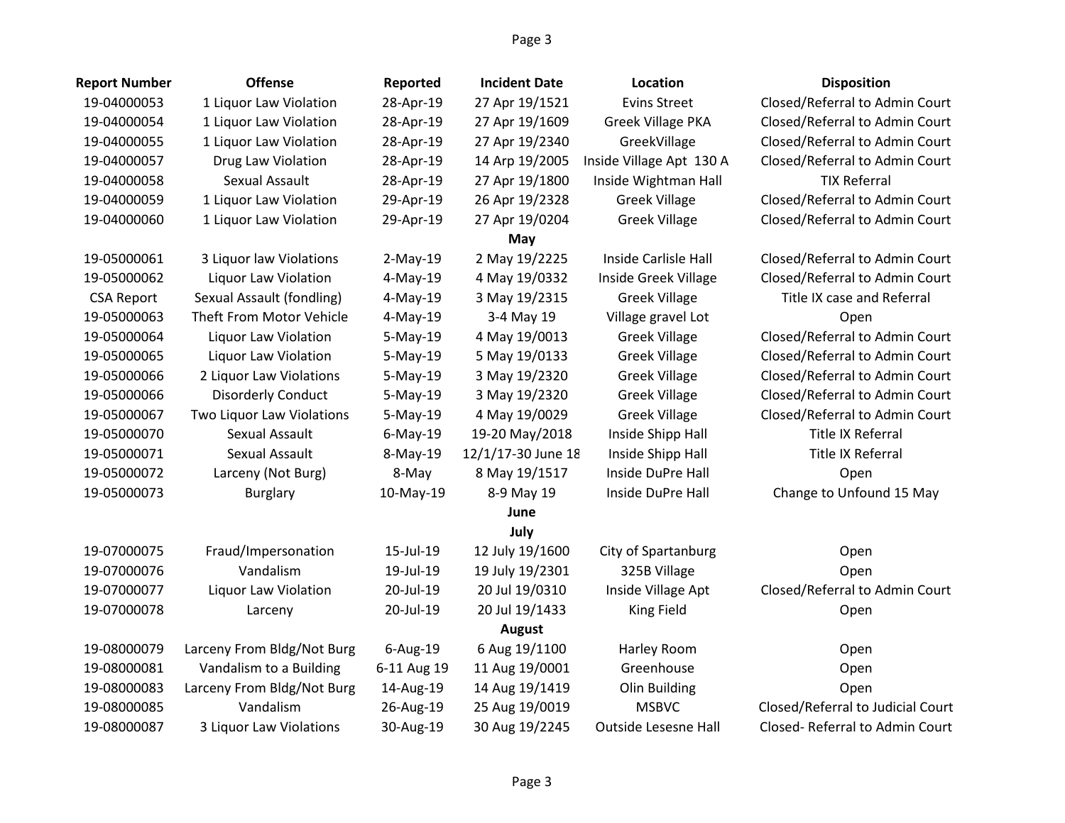| Report Number | Offense | Reported | Incident Date | Location | Disposition |
|---|---|---|---|---|---|
| 19-04000053 | 1 Liquor Law Violation | 28-Apr-19 | 27 Apr 19/1521 | Evins Street | Closed/Referral to Admin Court |
| 19-04000054 | 1 Liquor Law Violation | 28-Apr-19 | 27 Apr 19/1609 | Greek Village PKA | Closed/Referral to Admin Court |
| 19-04000055 | 1 Liquor Law Violation | 28-Apr-19 | 27 Apr 19/2340 | GreekVillage | Closed/Referral to Admin Court |
| 19-04000057 | Drug Law Violation | 28-Apr-19 | 14 Arp 19/2005 | Inside Village Apt 130 A | Closed/Referral to Admin Court |
| 19-04000058 | Sexual Assault | 28-Apr-19 | 27 Apr 19/1800 | Inside Wightman Hall | TIX Referral |
| 19-04000059 | 1 Liquor Law Violation | 29-Apr-19 | 26 Apr 19/2328 | Greek Village | Closed/Referral to Admin Court |
| 19-04000060 | 1 Liquor Law Violation | 29-Apr-19 | 27 Apr 19/0204 | Greek Village | Closed/Referral to Admin Court |
| | | | **May** | | |
| 19-05000061 | 3 Liquor law Violations | 2-May-19 | 2 May 19/2225 | Inside Carlisle Hall | Closed/Referral to Admin Court |
| 19-05000062 | Liquor Law Violation | 4-May-19 | 4 May 19/0332 | Inside Greek Village | Closed/Referral to Admin Court |
| CSA Report | Sexual Assault (fondling) | 4-May-19 | 3 May 19/2315 | Greek Village | Title IX case and Referral |
| 19-05000063 | Theft From Motor Vehicle | 4-May-19 | 3-4 May 19 | Village gravel Lot | Open |
| 19-05000064 | Liquor Law Violation | 5-May-19 | 4 May 19/0013 | Greek Village | Closed/Referral to Admin Court |
| 19-05000065 | Liquor Law Violation | 5-May-19 | 5 May 19/0133 | Greek Village | Closed/Referral to Admin Court |
| 19-05000066 | 2 Liquor Law Violations | 5-May-19 | 3 May 19/2320 | Greek Village | Closed/Referral to Admin Court |
| 19-05000066 | Disorderly Conduct | 5-May-19 | 3 May 19/2320 | Greek Village | Closed/Referral to Admin Court |
| 19-05000067 | Two Liquor Law Violations | 5-May-19 | 4 May 19/0029 | Greek Village | Closed/Referral to Admin Court |
| 19-05000070 | Sexual Assault | 6-May-19 | 19-20 May/2018 | Inside Shipp Hall | Title IX Referral |
| 19-05000071 | Sexual Assault | 8-May-19 | 12/1/17-30 June 18 | Inside Shipp Hall | Title IX Referral |
| 19-05000072 | Larceny (Not Burg) | 8-May | 8 May 19/1517 | Inside DuPre Hall | Open |
| 19-05000073 | Burglary | 10-May-19 | 8-9 May 19 | Inside DuPre Hall | Change to Unfound 15 May |
| | | | **June** | | |
| | | | **July** | | |
| 19-07000075 | Fraud/Impersonation | 15-Jul-19 | 12 July 19/1600 | City of Spartanburg | Open |
| 19-07000076 | Vandalism | 19-Jul-19 | 19 July 19/2301 | 325B Village | Open |
| 19-07000077 | Liquor Law Violation | 20-Jul-19 | 20 Jul 19/0310 | Inside Village Apt | Closed/Referral to Admin Court |
| 19-07000078 | Larceny | 20-Jul-19 | 20 Jul 19/1433 | King Field | Open |
| | | | **August** | | |
| 19-08000079 | Larceny From Bldg/Not Burg | 6-Aug-19 | 6 Aug 19/1100 | Harley Room | Open |
| 19-08000081 | Vandalism to a Building | 6-11 Aug 19 | 11 Aug 19/0001 | Greenhouse | Open |
| 19-08000083 | Larceny From Bldg/Not Burg | 14-Aug-19 | 14 Aug 19/1419 | Olin Building | Open |
| 19-08000085 | Vandalism | 26-Aug-19 | 25 Aug 19/0019 | MSBVC | Closed/Referral to Judicial Court |
| 19-08000087 | 3 Liquor Law Violations | 30-Aug-19 | 30 Aug 19/2245 | Outside Lesesne Hall | Closed- Referral to Admin Court |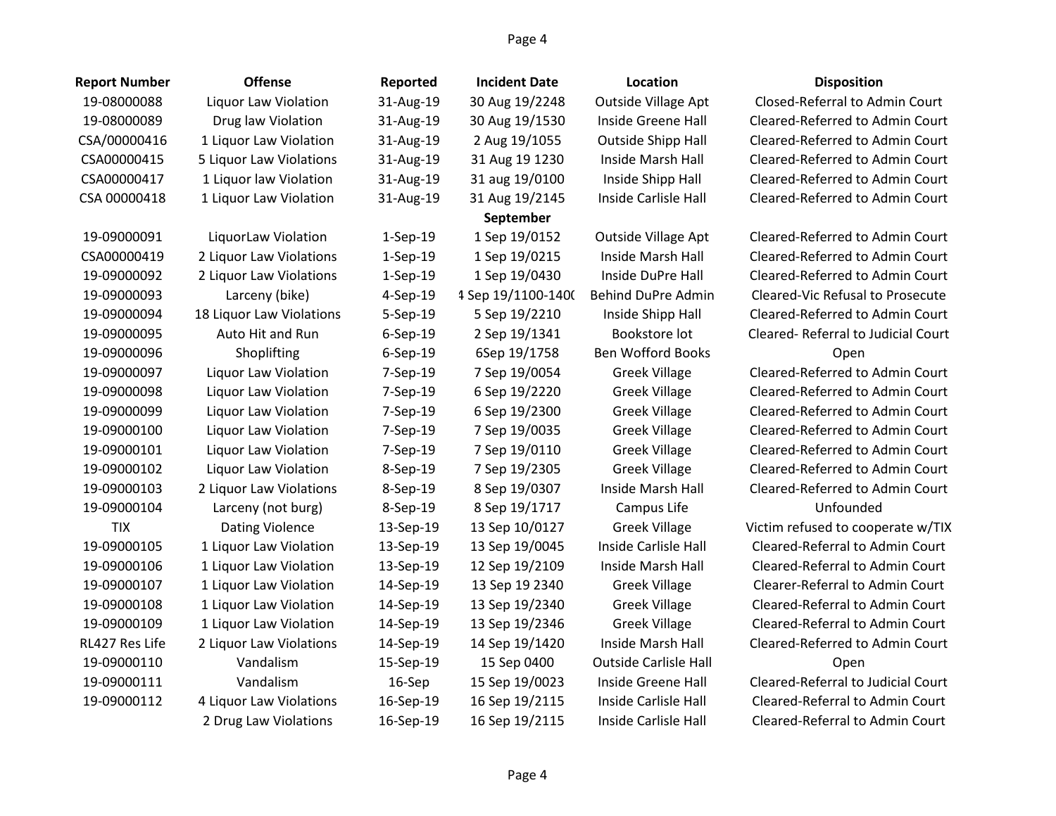| Report Number | Offense | Reported | Incident Date | Location | Disposition |
|---|---|---|---|---|---|
| 19-08000088 | Liquor Law Violation | 31-Aug-19 | 30 Aug 19/2248 | Outside Village Apt | Closed-Referral to Admin Court |
| 19-08000089 | Drug law Violation | 31-Aug-19 | 30 Aug 19/1530 | Inside Greene Hall | Cleared-Referred to Admin Court |
| CSA/00000416 | 1 Liquor Law Violation | 31-Aug-19 | 2 Aug 19/1055 | Outside Shipp Hall | Cleared-Referred to Admin Court |
| CSA00000415 | 5 Liquor Law Violations | 31-Aug-19 | 31 Aug 19 1230 | Inside Marsh Hall | Cleared-Referred to Admin Court |
| CSA00000417 | 1 Liquor law Violation | 31-Aug-19 | 31 aug 19/0100 | Inside Shipp Hall | Cleared-Referred to Admin Court |
| CSA 00000418 | 1 Liquor Law Violation | 31-Aug-19 | 31 Aug 19/2145 | Inside Carlisle Hall | Cleared-Referred to Admin Court |
| | | | **September** | | |
| 19-09000091 | LiquorLaw Violation | 1-Sep-19 | 1 Sep 19/0152 | Outside Village Apt | Cleared-Referred to Admin Court |
| CSA00000419 | 2 Liquor Law Violations | 1-Sep-19 | 1 Sep 19/0215 | Inside Marsh Hall | Cleared-Referred to Admin Court |
| 19-09000092 | 2 Liquor Law Violations | 1-Sep-19 | 1 Sep 19/0430 | Inside DuPre Hall | Cleared-Referred to Admin Court |
| 19-09000093 | Larceny (bike) | 4-Sep-19 | 4 Sep 19/1100-1400 | Behind DuPre Admin | Cleared-Vic Refusal to Prosecute |
| 19-09000094 | 18 Liquor Law Violations | 5-Sep-19 | 5 Sep 19/2210 | Inside Shipp Hall | Cleared-Referred to Admin Court |
| 19-09000095 | Auto Hit and Run | 6-Sep-19 | 2 Sep 19/1341 | Bookstore lot | Cleared- Referral to Judicial Court |
| 19-09000096 | Shoplifting | 6-Sep-19 | 6Sep 19/1758 | Ben Wofford Books | Open |
| 19-09000097 | Liquor Law Violation | 7-Sep-19 | 7 Sep 19/0054 | Greek Village | Cleared-Referred to Admin Court |
| 19-09000098 | Liquor Law Violation | 7-Sep-19 | 6 Sep 19/2220 | Greek Village | Cleared-Referred to Admin Court |
| 19-09000099 | Liquor Law Violation | 7-Sep-19 | 6 Sep 19/2300 | Greek Village | Cleared-Referred to Admin Court |
| 19-09000100 | Liquor Law Violation | 7-Sep-19 | 7 Sep 19/0035 | Greek Village | Cleared-Referred to Admin Court |
| 19-09000101 | Liquor Law Violation | 7-Sep-19 | 7 Sep 19/0110 | Greek Village | Cleared-Referred to Admin Court |
| 19-09000102 | Liquor Law Violation | 8-Sep-19 | 7 Sep 19/2305 | Greek Village | Cleared-Referred to Admin Court |
| 19-09000103 | 2 Liquor Law Violations | 8-Sep-19 | 8 Sep 19/0307 | Inside Marsh Hall | Cleared-Referred to Admin Court |
| 19-09000104 | Larceny (not burg) | 8-Sep-19 | 8 Sep 19/1717 | Campus Life | Unfounded |
| TIX | Dating Violence | 13-Sep-19 | 13 Sep 10/0127 | Greek Village | Victim refused to cooperate w/TIX |
| 19-09000105 | 1 Liquor Law Violation | 13-Sep-19 | 13 Sep 19/0045 | Inside Carlisle Hall | Cleared-Referral to Admin Court |
| 19-09000106 | 1 Liquor Law Violation | 13-Sep-19 | 12 Sep 19/2109 | Inside Marsh Hall | Cleared-Referral to Admin Court |
| 19-09000107 | 1 Liquor Law Violation | 14-Sep-19 | 13 Sep 19 2340 | Greek Village | Clearer-Referral to Admin Court |
| 19-09000108 | 1 Liquor Law Violation | 14-Sep-19 | 13 Sep 19/2340 | Greek Village | Cleared-Referral to Admin Court |
| 19-09000109 | 1 Liquor Law Violation | 14-Sep-19 | 13 Sep 19/2346 | Greek Village | Cleared-Referral to Admin Court |
| RL427 Res Life | 2 Liquor Law Violations | 14-Sep-19 | 14 Sep 19/1420 | Inside Marsh Hall | Cleared-Referred to Admin Court |
| 19-09000110 | Vandalism | 15-Sep-19 | 15 Sep 0400 | Outside Carlisle Hall | Open |
| 19-09000111 | Vandalism | 16-Sep | 15 Sep 19/0023 | Inside Greene Hall | Cleared-Referral to Judicial Court |
| 19-09000112 | 4 Liquor Law Violations | 16-Sep-19 | 16 Sep 19/2115 | Inside Carlisle Hall | Cleared-Referral to Admin Court |
| | 2 Drug Law Violations | 16-Sep-19 | 16 Sep 19/2115 | Inside Carlisle Hall | Cleared-Referral to Admin Court |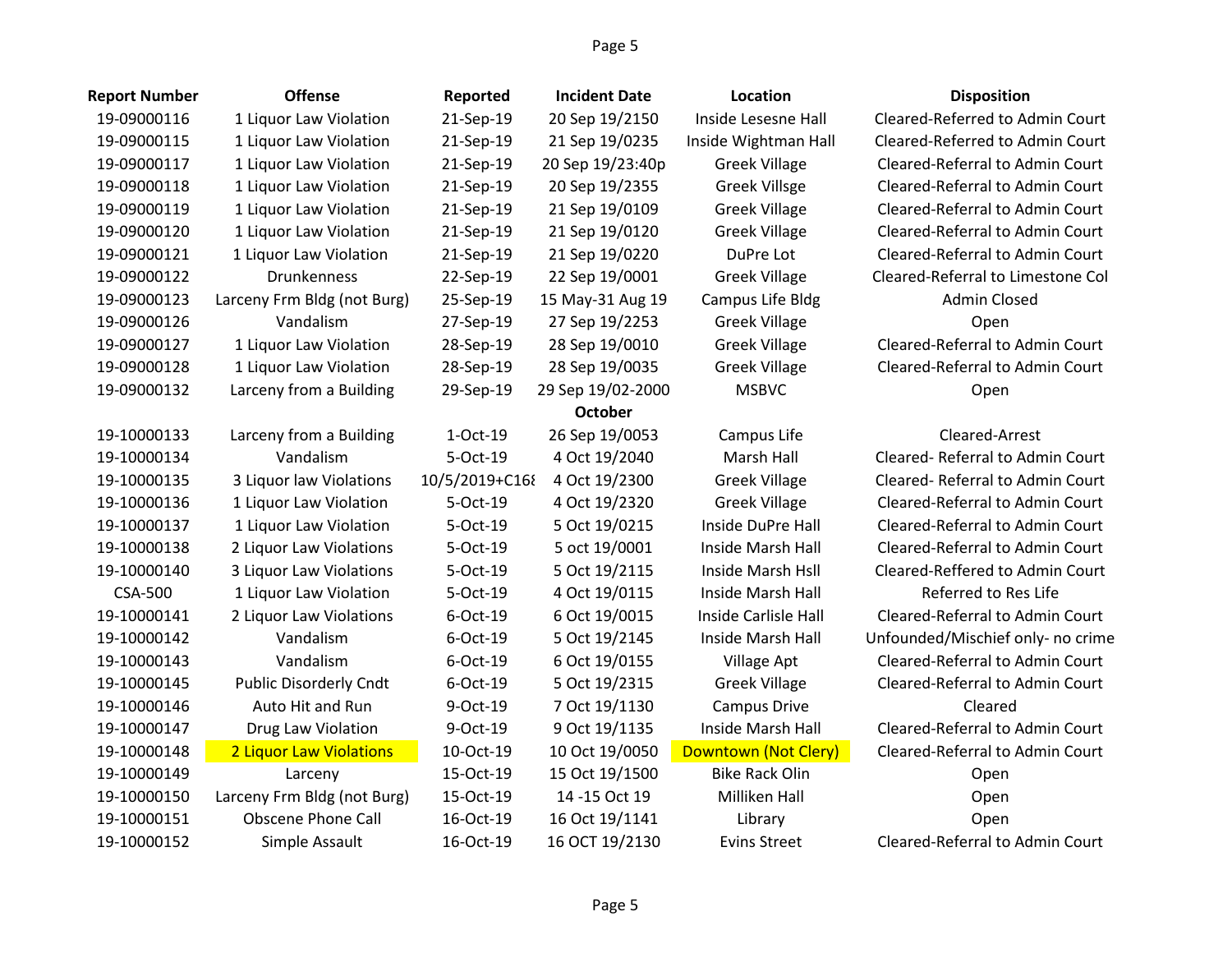| Report Number | Offense | Reported | Incident Date | Location | Disposition |
|---|---|---|---|---|---|
| 19-09000116 | 1 Liquor Law Violation | 21-Sep-19 | 20 Sep 19/2150 | Inside Lesesne Hall | Cleared-Referred to Admin Court |
| 19-09000115 | 1 Liquor Law Violation | 21-Sep-19 | 21 Sep 19/0235 | Inside Wightman Hall | Cleared-Referred to Admin Court |
| 19-09000117 | 1 Liquor Law Violation | 21-Sep-19 | 20 Sep 19/23:40p | Greek Village | Cleared-Referral to Admin Court |
| 19-09000118 | 1 Liquor Law Violation | 21-Sep-19 | 20 Sep 19/2355 | Greek Villsge | Cleared-Referral to Admin Court |
| 19-09000119 | 1 Liquor Law Violation | 21-Sep-19 | 21 Sep 19/0109 | Greek Village | Cleared-Referral to Admin Court |
| 19-09000120 | 1 Liquor Law Violation | 21-Sep-19 | 21 Sep 19/0120 | Greek Village | Cleared-Referral to Admin Court |
| 19-09000121 | 1 Liquor Law Violation | 21-Sep-19 | 21 Sep 19/0220 | DuPre Lot | Cleared-Referral to Admin Court |
| 19-09000122 | Drunkenness | 22-Sep-19 | 22 Sep 19/0001 | Greek Village | Cleared-Referral to Limestone Col |
| 19-09000123 | Larceny Frm Bldg (not Burg) | 25-Sep-19 | 15 May-31 Aug 19 | Campus Life Bldg | Admin Closed |
| 19-09000126 | Vandalism | 27-Sep-19 | 27 Sep 19/2253 | Greek Village | Open |
| 19-09000127 | 1 Liquor Law Violation | 28-Sep-19 | 28 Sep 19/0010 | Greek Village | Cleared-Referral to Admin Court |
| 19-09000128 | 1 Liquor Law Violation | 28-Sep-19 | 28 Sep 19/0035 | Greek Village | Cleared-Referral to Admin Court |
| 19-09000132 | Larceny from a Building | 29-Sep-19 | 29 Sep 19/02-2000 | MSBVC | Open |
| | | | **October** | | |
| 19-10000133 | Larceny from a Building | 1-Oct-19 | 26 Sep 19/0053 | Campus Life | Cleared-Arrest |
| 19-10000134 | Vandalism | 5-Oct-19 | 4 Oct 19/2040 | Marsh Hall | Cleared- Referral to Admin Court |
| 19-10000135 | 3 Liquor law Violations | 10/5/2019+C168 | 4 Oct 19/2300 | Greek Village | Cleared- Referral to Admin Court |
| 19-10000136 | 1 Liquor Law Violation | 5-Oct-19 | 4 Oct 19/2320 | Greek Village | Cleared-Referral to Admin Court |
| 19-10000137 | 1 Liquor Law Violation | 5-Oct-19 | 5 Oct 19/0215 | Inside DuPre Hall | Cleared-Referral to Admin Court |
| 19-10000138 | 2 Liquor Law Violations | 5-Oct-19 | 5 oct 19/0001 | Inside Marsh Hall | Cleared-Referral to Admin Court |
| 19-10000140 | 3 Liquor Law Violations | 5-Oct-19 | 5 Oct 19/2115 | Inside Marsh Hsll | Cleared-Reffered to Admin Court |
| CSA-500 | 1 Liquor Law Violation | 5-Oct-19 | 4 Oct 19/0115 | Inside Marsh Hall | Referred to Res Life |
| 19-10000141 | 2 Liquor Law Violations | 6-Oct-19 | 6 Oct 19/0015 | Inside Carlisle Hall | Cleared-Referral to Admin Court |
| 19-10000142 | Vandalism | 6-Oct-19 | 5 Oct 19/2145 | Inside Marsh Hall | Unfounded/Mischief only- no crime |
| 19-10000143 | Vandalism | 6-Oct-19 | 6 Oct 19/0155 | Village Apt | Cleared-Referral to Admin Court |
| 19-10000145 | Public Disorderly Cndt | 6-Oct-19 | 5 Oct 19/2315 | Greek Village | Cleared-Referral to Admin Court |
| 19-10000146 | Auto Hit and Run | 9-Oct-19 | 7 Oct 19/1130 | Campus Drive | Cleared |
| 19-10000147 | Drug Law Violation | 9-Oct-19 | 9 Oct 19/1135 | Inside Marsh Hall | Cleared-Referral to Admin Court |
| 19-10000148 | 2 Liquor Law Violations | 10-Oct-19 | 10 Oct 19/0050 | Downtown (Not Clery) | Cleared-Referral to Admin Court |
| 19-10000149 | Larceny | 15-Oct-19 | 15 Oct 19/1500 | Bike Rack Olin | Open |
| 19-10000150 | Larceny Frm Bldg (not Burg) | 15-Oct-19 | 14 -15 Oct 19 | Milliken Hall | Open |
| 19-10000151 | Obscene Phone Call | 16-Oct-19 | 16 Oct 19/1141 | Library | Open |
| 19-10000152 | Simple Assault | 16-Oct-19 | 16 OCT 19/2130 | Evins Street | Cleared-Referral to Admin Court |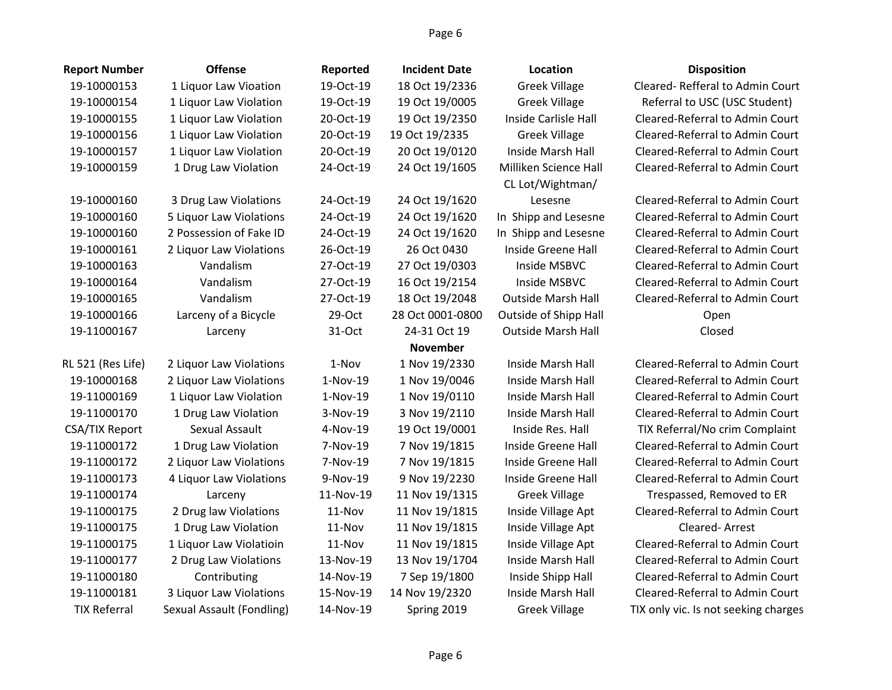| Report Number | Offense | Reported | Incident Date | Location | Disposition |
|---|---|---|---|---|---|
| 19-10000153 | 1 Liquor Law Vioation | 19-Oct-19 | 18 Oct 19/2336 | Greek Village | Cleared- Refferal to Admin Court |
| 19-10000154 | 1 Liquor Law Violation | 19-Oct-19 | 19 Oct 19/0005 | Greek Village | Referral to USC (USC Student) |
| 19-10000155 | 1 Liquor Law Violation | 20-Oct-19 | 19 Oct 19/2350 | Inside Carlisle Hall | Cleared-Referral to Admin Court |
| 19-10000156 | 1 Liquor Law Violation | 20-Oct-19 | 19 Oct 19/2335 | Greek Village | Cleared-Referral to Admin Court |
| 19-10000157 | 1 Liquor Law Violation | 20-Oct-19 | 20 Oct 19/0120 | Inside Marsh Hall | Cleared-Referral to Admin Court |
| 19-10000159 | 1 Drug Law Violation | 24-Oct-19 | 24 Oct 19/1605 | Milliken Science Hall | Cleared-Referral to Admin Court |
| 19-10000160 | 3 Drug Law Violations | 24-Oct-19 | 24 Oct 19/1620 | CL Lot/Wightman/ Lesesne | Cleared-Referral to Admin Court |
| 19-10000160 | 5 Liquor Law Violations | 24-Oct-19 | 24 Oct 19/1620 | In Shipp and Lesesne | Cleared-Referral to Admin Court |
| 19-10000160 | 2 Possession of Fake ID | 24-Oct-19 | 24 Oct 19/1620 | In Shipp and Lesesne | Cleared-Referral to Admin Court |
| 19-10000161 | 2 Liquor Law Violations | 26-Oct-19 | 26 Oct 0430 | Inside Greene Hall | Cleared-Referral to Admin Court |
| 19-10000163 | Vandalism | 27-Oct-19 | 27 Oct 19/0303 | Inside MSBVC | Cleared-Referral to Admin Court |
| 19-10000164 | Vandalism | 27-Oct-19 | 16 Oct 19/2154 | Inside MSBVC | Cleared-Referral to Admin Court |
| 19-10000165 | Vandalism | 27-Oct-19 | 18 Oct 19/2048 | Outside Marsh Hall | Cleared-Referral to Admin Court |
| 19-10000166 | Larceny of a Bicycle | 29-Oct | 28 Oct 0001-0800 | Outside of Shipp Hall | Open |
| 19-11000167 | Larceny | 31-Oct | 24-31 Oct 19 | Outside Marsh Hall | Closed |
| | | | **November** | | |
| RL 521 (Res Life) | 2 Liquor Law Violations | 1-Nov | 1 Nov 19/2330 | Inside Marsh Hall | Cleared-Referral to Admin Court |
| 19-10000168 | 2 Liquor Law Violations | 1-Nov-19 | 1 Nov 19/0046 | Inside Marsh Hall | Cleared-Referral to Admin Court |
| 19-11000169 | 1 Liquor Law Violation | 1-Nov-19 | 1 Nov 19/0110 | Inside Marsh Hall | Cleared-Referral to Admin Court |
| 19-11000170 | 1 Drug Law Violation | 3-Nov-19 | 3 Nov 19/2110 | Inside Marsh Hall | Cleared-Referral to Admin Court |
| CSA/TIX Report | Sexual Assault | 4-Nov-19 | 19 Oct 19/0001 | Inside Res. Hall | TIX Referral/No crim Complaint |
| 19-11000172 | 1 Drug Law Violation | 7-Nov-19 | 7 Nov 19/1815 | Inside Greene Hall | Cleared-Referral to Admin Court |
| 19-11000172 | 2 Liquor Law Violations | 7-Nov-19 | 7 Nov 19/1815 | Inside Greene Hall | Cleared-Referral to Admin Court |
| 19-11000173 | 4 Liquor Law Violations | 9-Nov-19 | 9 Nov 19/2230 | Inside Greene Hall | Cleared-Referral to Admin Court |
| 19-11000174 | Larceny | 11-Nov-19 | 11 Nov 19/1315 | Greek Village | Trespassed, Removed to ER |
| 19-11000175 | 2 Drug law Violations | 11-Nov | 11 Nov 19/1815 | Inside Village Apt | Cleared-Referral to Admin Court |
| 19-11000175 | 1 Drug Law Violation | 11-Nov | 11 Nov 19/1815 | Inside Village Apt | Cleared- Arrest |
| 19-11000175 | 1 Liquor Law Violatioin | 11-Nov | 11 Nov 19/1815 | Inside Village Apt | Cleared-Referral to Admin Court |
| 19-11000177 | 2 Drug Law Violations | 13-Nov-19 | 13 Nov 19/1704 | Inside Marsh Hall | Cleared-Referral to Admin Court |
| 19-11000180 | Contributing | 14-Nov-19 | 7 Sep 19/1800 | Inside Shipp Hall | Cleared-Referral to Admin Court |
| 19-11000181 | 3 Liquor Law Violations | 15-Nov-19 | 14 Nov 19/2320 | Inside Marsh Hall | Cleared-Referral to Admin Court |
| TIX Referral | Sexual Assault (Fondling) | 14-Nov-19 | Spring 2019 | Greek Village | TIX only vic. Is not seeking charges |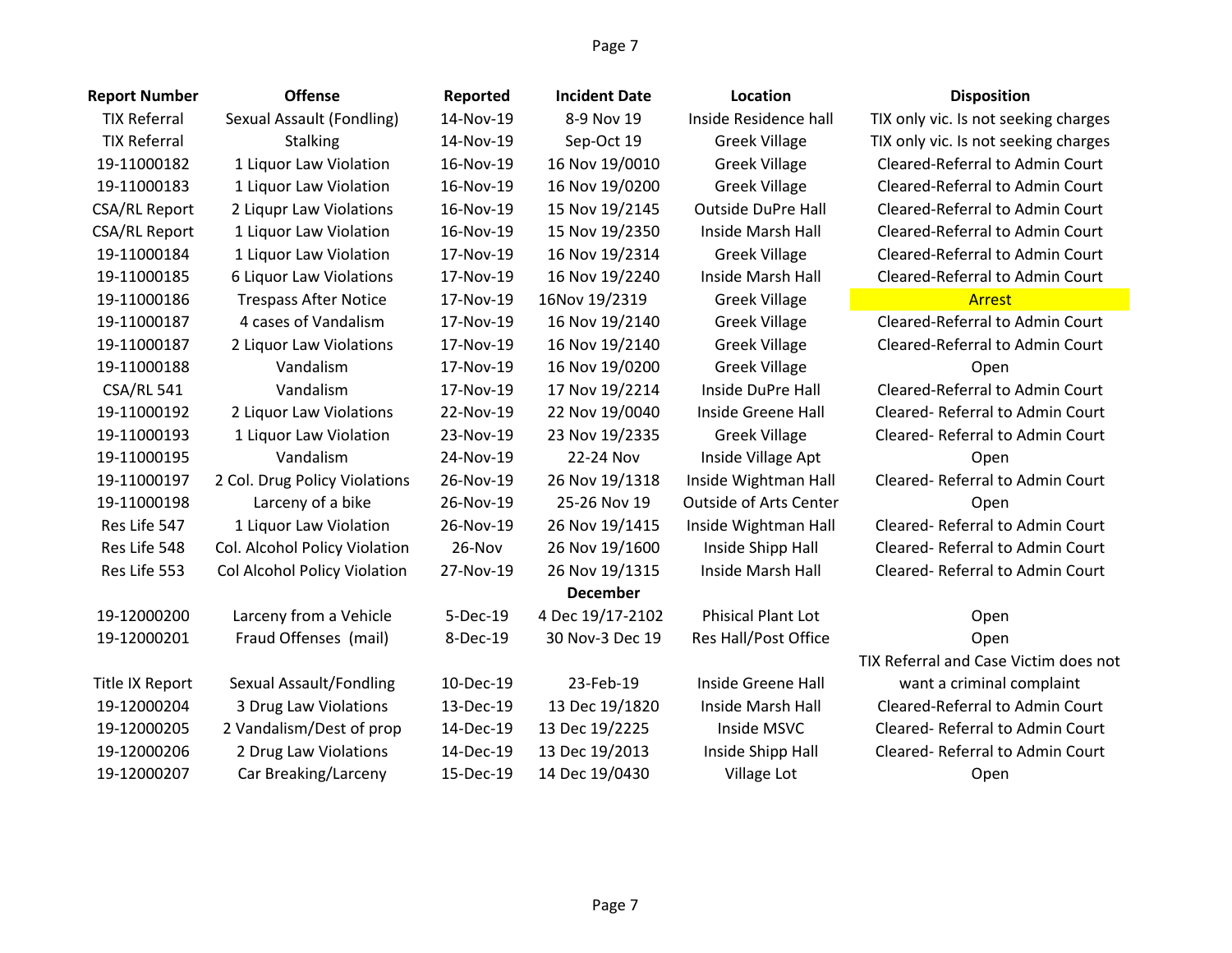| Report Number | Offense | Reported | Incident Date | Location | Disposition |
|---|---|---|---|---|---|
| TIX Referral | Sexual Assault (Fondling) | 14-Nov-19 | 8-9 Nov 19 | Inside Residence hall | TIX only vic. Is not seeking charges |
| TIX Referral | Stalking | 14-Nov-19 | Sep-Oct 19 | Greek Village | TIX only vic. Is not seeking charges |
| 19-11000182 | 1 Liquor Law Violation | 16-Nov-19 | 16 Nov 19/0010 | Greek Village | Cleared-Referral to Admin Court |
| 19-11000183 | 1 Liquor Law Violation | 16-Nov-19 | 16 Nov 19/0200 | Greek Village | Cleared-Referral to Admin Court |
| CSA/RL Report | 2 Liqupr Law Violations | 16-Nov-19 | 15 Nov 19/2145 | Outside DuPre Hall | Cleared-Referral to Admin Court |
| CSA/RL Report | 1 Liquor Law Violation | 16-Nov-19 | 15 Nov 19/2350 | Inside Marsh Hall | Cleared-Referral to Admin Court |
| 19-11000184 | 1 Liquor Law Violation | 17-Nov-19 | 16 Nov 19/2314 | Greek Village | Cleared-Referral to Admin Court |
| 19-11000185 | 6 Liquor Law Violations | 17-Nov-19 | 16 Nov 19/2240 | Inside Marsh Hall | Cleared-Referral to Admin Court |
| 19-11000186 | Trespass After Notice | 17-Nov-19 | 16Nov 19/2319 | Greek Village | Arrest |
| 19-11000187 | 4 cases of Vandalism | 17-Nov-19 | 16 Nov 19/2140 | Greek Village | Cleared-Referral to Admin Court |
| 19-11000187 | 2 Liquor Law Violations | 17-Nov-19 | 16 Nov 19/2140 | Greek Village | Cleared-Referral to Admin Court |
| 19-11000188 | Vandalism | 17-Nov-19 | 16 Nov 19/0200 | Greek Village | Open |
| CSA/RL 541 | Vandalism | 17-Nov-19 | 17 Nov 19/2214 | Inside DuPre Hall | Cleared-Referral to Admin Court |
| 19-11000192 | 2 Liquor Law Violations | 22-Nov-19 | 22 Nov 19/0040 | Inside Greene Hall | Cleared- Referral to Admin Court |
| 19-11000193 | 1 Liquor Law Violation | 23-Nov-19 | 23 Nov 19/2335 | Greek Village | Cleared- Referral to Admin Court |
| 19-11000195 | Vandalism | 24-Nov-19 | 22-24 Nov | Inside Village Apt | Open |
| 19-11000197 | 2 Col. Drug Policy Violations | 26-Nov-19 | 26 Nov 19/1318 | Inside Wightman Hall | Cleared- Referral to Admin Court |
| 19-11000198 | Larceny of a bike | 26-Nov-19 | 25-26 Nov 19 | Outside of Arts Center | Open |
| Res Life 547 | 1 Liquor Law Violation | 26-Nov-19 | 26 Nov 19/1415 | Inside Wightman Hall | Cleared- Referral to Admin Court |
| Res Life 548 | Col. Alcohol Policy Violation | 26-Nov | 26 Nov 19/1600 | Inside Shipp Hall | Cleared- Referral to Admin Court |
| Res Life 553 | Col Alcohol Policy Violation | 27-Nov-19 | 26 Nov 19/1315 | Inside Marsh Hall | Cleared- Referral to Admin Court |
| | | | **December** | | |
| 19-12000200 | Larceny from a Vehicle | 5-Dec-19 | 4 Dec 19/17-2102 | Phisical Plant Lot | Open |
| 19-12000201 | Fraud Offenses (mail) | 8-Dec-19 | 30 Nov-3 Dec 19 | Res Hall/Post Office | Open |
| Title IX Report | Sexual Assault/Fondling | 10-Dec-19 | 23-Feb-19 | Inside Greene Hall | TIX Referral and Case Victim does not want a criminal complaint |
| 19-12000204 | 3 Drug Law Violations | 13-Dec-19 | 13 Dec 19/1820 | Inside Marsh Hall | Cleared-Referral to Admin Court |
| 19-12000205 | 2 Vandalism/Dest of prop | 14-Dec-19 | 13 Dec 19/2225 | Inside MSVC | Cleared- Referral to Admin Court |
| 19-12000206 | 2 Drug Law Violations | 14-Dec-19 | 13 Dec 19/2013 | Inside Shipp Hall | Cleared- Referral to Admin Court |
| 19-12000207 | Car Breaking/Larceny | 15-Dec-19 | 14 Dec 19/0430 | Village Lot | Open |